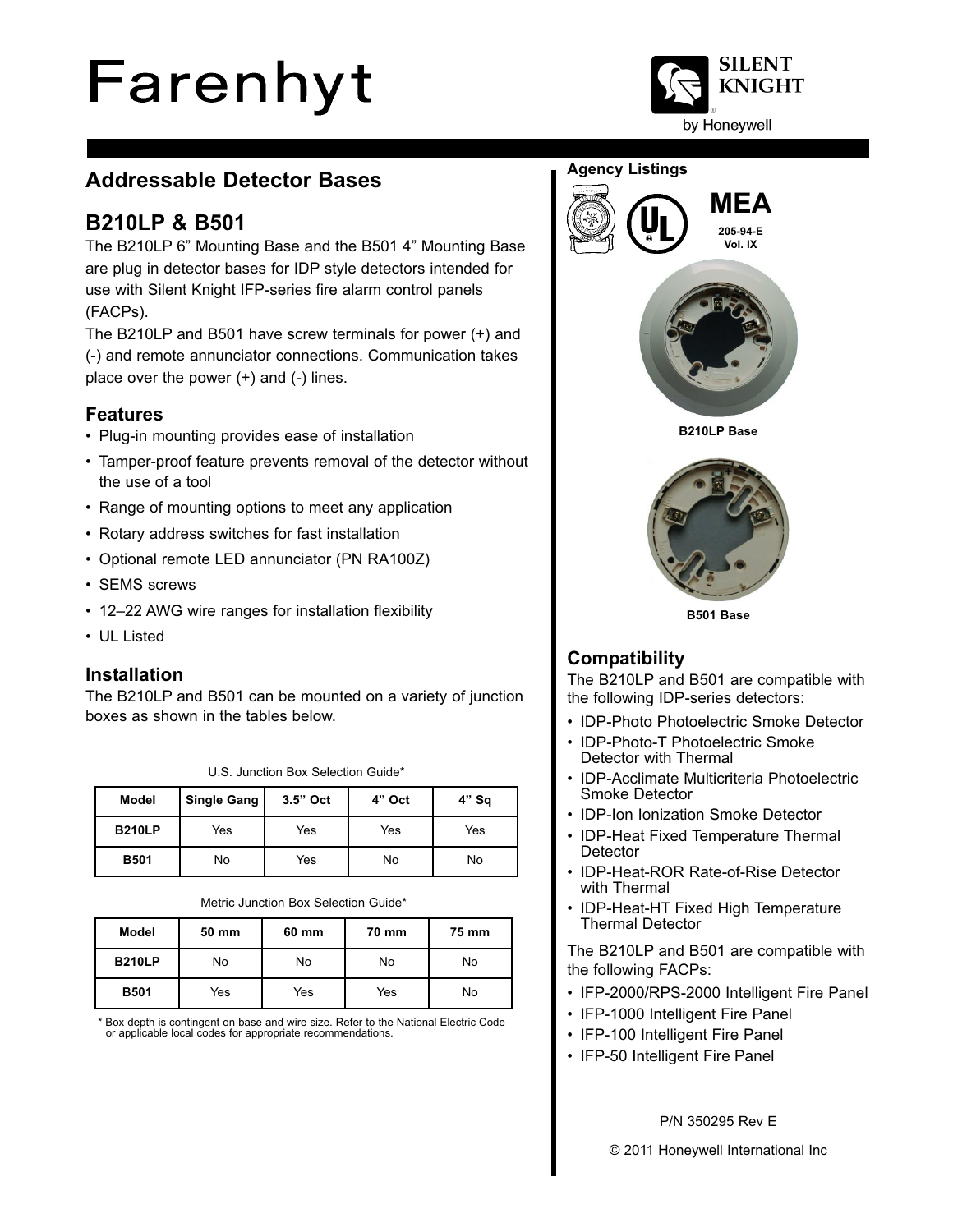Farenhyt

SILENT KNIGHT by Honeywell

## Addressable Detector Bases

## B210LP & B501

The B210LP 6" Mounting Base and the B501 4" Mounting Base are plug in detector bases for IDP style detectors intended for use with Silent Knight IFP-series fire alarm control panels (FACPs).

The B210LP and B501 have screw terminals for power (+) and (-) and remote annunciator connections. Communication takes place over the power (+) and (-) lines.

### Features

- Plug-in mounting provides ease of installation
- Tamper-proof feature prevents removal of the detector without the use of a tool
- Range of mounting options to meet any application
- Rotary address switches for fast installation
- Optional remote LED annunciator (PN RA100Z)
- SEMS screws
- 12–22 AWG wire ranges for installation flexibility
- UL Listed

### Installation

The B210LP and B501 can be mounted on a variety of junction boxes as shown in the tables below.

U.S. Junction Box Selection Guide*

| Model | Single Gang | 3.5" Oct | 4" Oct | 4" Sq |
|---|---|---|---|---|
| B210LP | Yes | Yes | Yes | Yes |
| B501 | No | Yes | No | No |

Metric Junction Box Selection Guide*

| Model | 50 mm | 60 mm | 70 mm | 75 mm |
|---|---|---|---|---|
| B210LP | No | No | No | No |
| B501 | Yes | Yes | Yes | No |

\* Box depth is contingent on base and wire size. Refer to the National Electric Code or applicable local codes for appropriate recommendations.

**Agency Listings**

MEA
205-94-E
Vol. IX

B210LP Base

B501 Base

### Compatibility

The B210LP and B501 are compatible with the following IDP-series detectors:

- IDP-Photo Photoelectric Smoke Detector
- IDP-Photo-T Photoelectric Smoke Detector with Thermal
- IDP-Acclimate Multicriteria Photoelectric Smoke Detector
- IDP-Ion Ionization Smoke Detector
- IDP-Heat Fixed Temperature Thermal Detector
- IDP-Heat-ROR Rate-of-Rise Detector with Thermal
- IDP-Heat-HT Fixed High Temperature Thermal Detector

The B210LP and B501 are compatible with the following FACPs:

- IFP-2000/RPS-2000 Intelligent Fire Panel
- IFP-1000 Intelligent Fire Panel
- IFP-100 Intelligent Fire Panel
- IFP-50 Intelligent Fire Panel

P/N 350295 Rev E

© 2011 Honeywell International Inc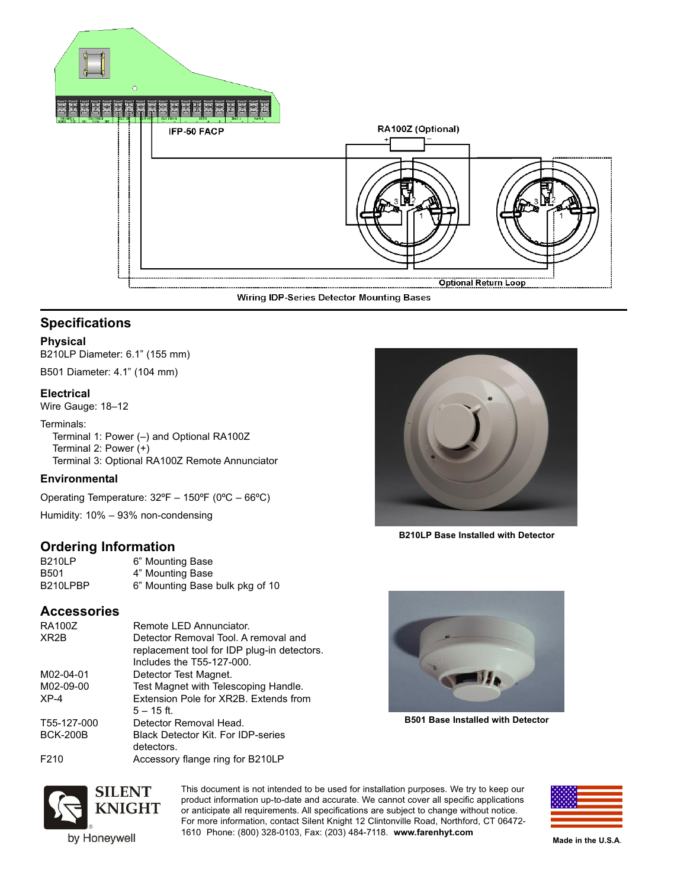IFP-50 FACP

RA100Z (Optional)

Optional Return Loop

Wiring IDP-Series Detector Mounting Bases

## Specifications

### Physical

B210LP Diameter: 6.1" (155 mm)

B501 Diameter: 4.1" (104 mm)

### Electrical

Wire Gauge: 18–12

Terminals:

- Terminal 1: Power (–) and Optional RA100Z
- Terminal 2: Power (+)
- Terminal 3: Optional RA100Z Remote Annunciator

### Environmental

Operating Temperature: 32ºF – 150ºF (0ºC – 66ºC)

Humidity: 10% – 93% non-condensing

B210LP Base Installed with Detector

## Ordering Information

| | |
|---|---|
| B210LP | 6" Mounting Base |
| B501 | 4" Mounting Base |
| B210LPBP | 6" Mounting Base bulk pkg of 10 |

## Accessories

| | |
|---|---|
| RA100Z | Remote LED Annunciator. |
| XR2B | Detector Removal Tool. A removal and replacement tool for IDP plug-in detectors. Includes the T55-127-000. |
| M02-04-01 | Detector Test Magnet. |
| M02-09-00 | Test Magnet with Telescoping Handle. |
| XP-4 | Extension Pole for XR2B. Extends from 5 – 15 ft. |
| T55-127-000 | Detector Removal Head. |
| BCK-200B | Black Detector Kit. For IDP-series detectors. |
| F210 | Accessory flange ring for B210LP |

B501 Base Installed with Detector

SILENT KNIGHT by Honeywell

This document is not intended to be used for installation purposes. We try to keep our product information up-to-date and accurate. We cannot cover all specific applications or anticipate all requirements. All specifications are subject to change without notice. For more information, contact Silent Knight 12 Clintonville Road, Northford, CT 06472-1610 Phone: (800) 328-0103, Fax: (203) 484-7118. **www.farenhyt.com**

Made in the U.S.A.